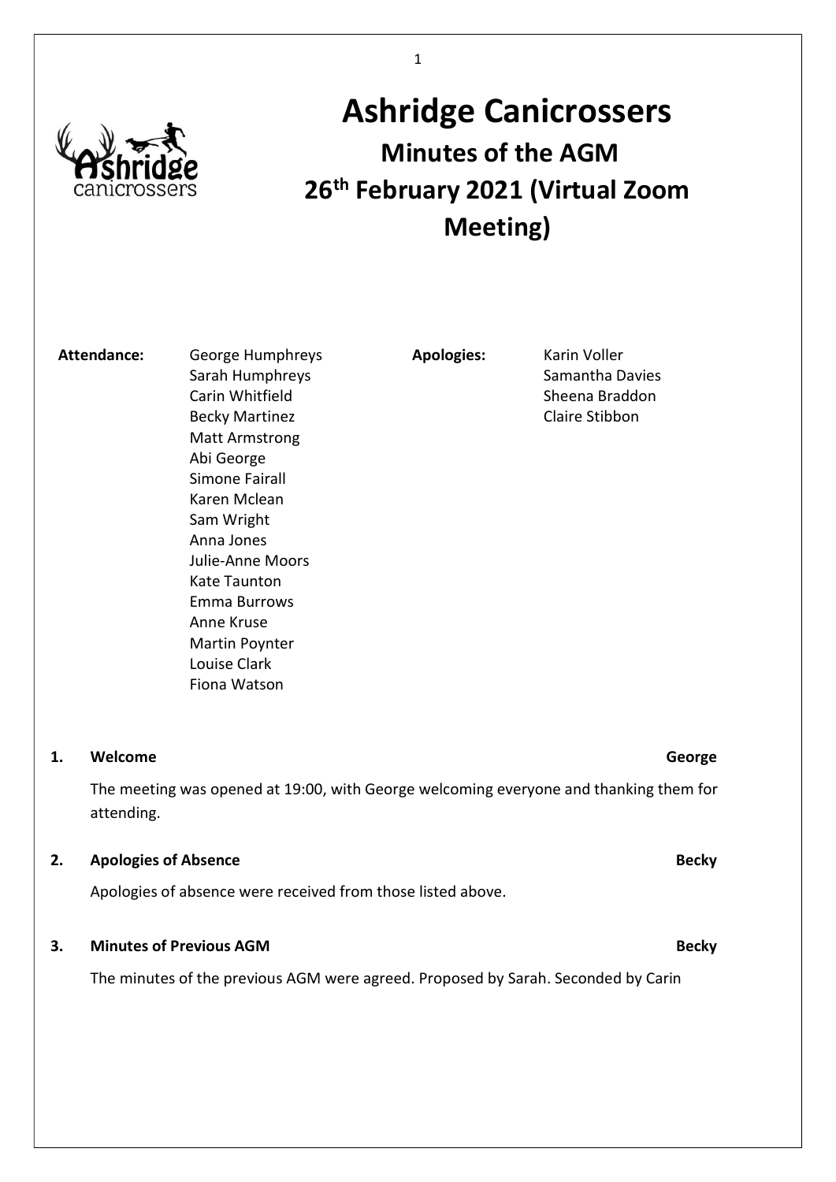# Ashridge Canicrossers

## Minutes of the AGM
## 26th February 2021 (Virtual Zoom Meeting)

**Attendance:**
- George Humphreys
- Sarah Humphreys
- Carin Whitfield
- Becky Martinez
- Matt Armstrong
- Abi George
- Simone Fairall
- Karen Mclean
- Sam Wright
- Anna Jones
- Julie-Anne Moors
- Kate Taunton
- Emma Burrows
- Anne Kruse
- Martin Poynter
- Louise Clark
- Fiona Watson

**Apologies:**
- Karin Voller
- Samantha Davies
- Sheena Braddon
- Claire Stibbon

**1. Welcome** — **George**

The meeting was opened at 19:00, with George welcoming everyone and thanking them for attending.

**2. Apologies of Absence** — **Becky**

Apologies of absence were received from those listed above.

**3. Minutes of Previous AGM** — **Becky**

The minutes of the previous AGM were agreed. Proposed by Sarah. Seconded by Carin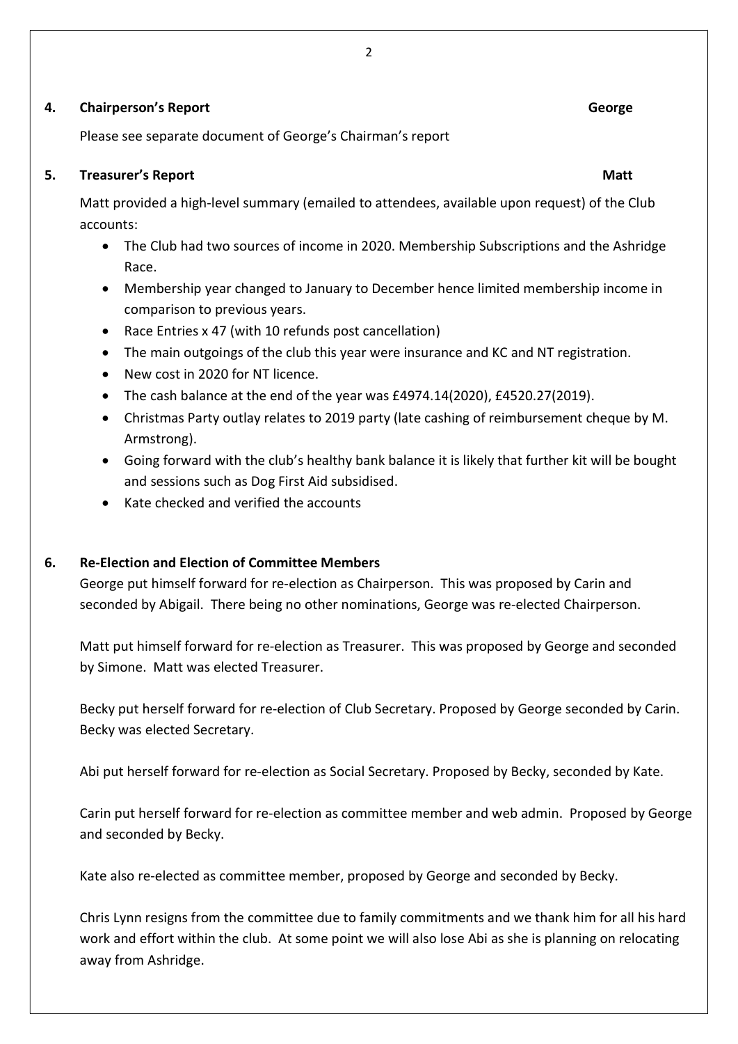## 4. Chairperson's Report — George

Please see separate document of George's Chairman's report

## 5. Treasurer's Report — Matt

Matt provided a high-level summary (emailed to attendees, available upon request) of the Club accounts:

- The Club had two sources of income in 2020. Membership Subscriptions and the Ashridge Race.
- Membership year changed to January to December hence limited membership income in comparison to previous years.
- Race Entries x 47 (with 10 refunds post cancellation)
- The main outgoings of the club this year were insurance and KC and NT registration.
- New cost in 2020 for NT licence.
- The cash balance at the end of the year was £4974.14(2020), £4520.27(2019).
- Christmas Party outlay relates to 2019 party (late cashing of reimbursement cheque by M. Armstrong).
- Going forward with the club's healthy bank balance it is likely that further kit will be bought and sessions such as Dog First Aid subsidised.
- Kate checked and verified the accounts

## 6. Re-Election and Election of Committee Members

George put himself forward for re-election as Chairperson. This was proposed by Carin and seconded by Abigail. There being no other nominations, George was re-elected Chairperson.

Matt put himself forward for re-election as Treasurer. This was proposed by George and seconded by Simone. Matt was elected Treasurer.

Becky put herself forward for re-election of Club Secretary. Proposed by George seconded by Carin. Becky was elected Secretary.

Abi put herself forward for re-election as Social Secretary. Proposed by Becky, seconded by Kate.

Carin put herself forward for re-election as committee member and web admin. Proposed by George and seconded by Becky.

Kate also re-elected as committee member, proposed by George and seconded by Becky.

Chris Lynn resigns from the committee due to family commitments and we thank him for all his hard work and effort within the club. At some point we will also lose Abi as she is planning on relocating away from Ashridge.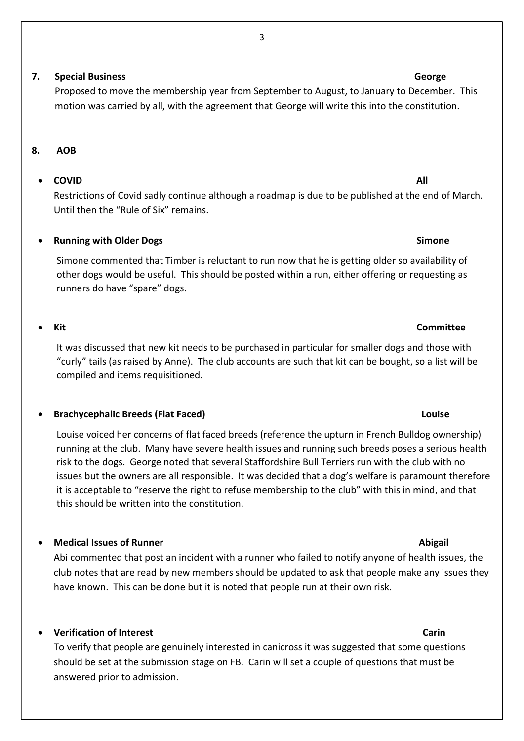## 7. Special Business — George

Proposed to move the membership year from September to August, to January to December. This motion was carried by all, with the agreement that George will write this into the constitution.

## 8. AOB

- **COVID** — **All**

  Restrictions of Covid sadly continue although a roadmap is due to be published at the end of March. Until then the "Rule of Six" remains.

- **Running with Older Dogs** — **Simone**

  Simone commented that Timber is reluctant to run now that he is getting older so availability of other dogs would be useful. This should be posted within a run, either offering or requesting as runners do have "spare" dogs.

- **Kit** — **Committee**

  It was discussed that new kit needs to be purchased in particular for smaller dogs and those with "curly" tails (as raised by Anne). The club accounts are such that kit can be bought, so a list will be compiled and items requisitioned.

- **Brachycephalic Breeds (Flat Faced)** — **Louise**

  Louise voiced her concerns of flat faced breeds (reference the upturn in French Bulldog ownership) running at the club. Many have severe health issues and running such breeds poses a serious health risk to the dogs. George noted that several Staffordshire Bull Terriers run with the club with no issues but the owners are all responsible. It was decided that a dog's welfare is paramount therefore it is acceptable to "reserve the right to refuse membership to the club" with this in mind, and that this should be written into the constitution.

- **Medical Issues of Runner** — **Abigail**

  Abi commented that post an incident with a runner who failed to notify anyone of health issues, the club notes that are read by new members should be updated to ask that people make any issues they have known. This can be done but it is noted that people run at their own risk.

- **Verification of Interest** — **Carin**

  To verify that people are genuinely interested in canicross it was suggested that some questions should be set at the submission stage on FB. Carin will set a couple of questions that must be answered prior to admission.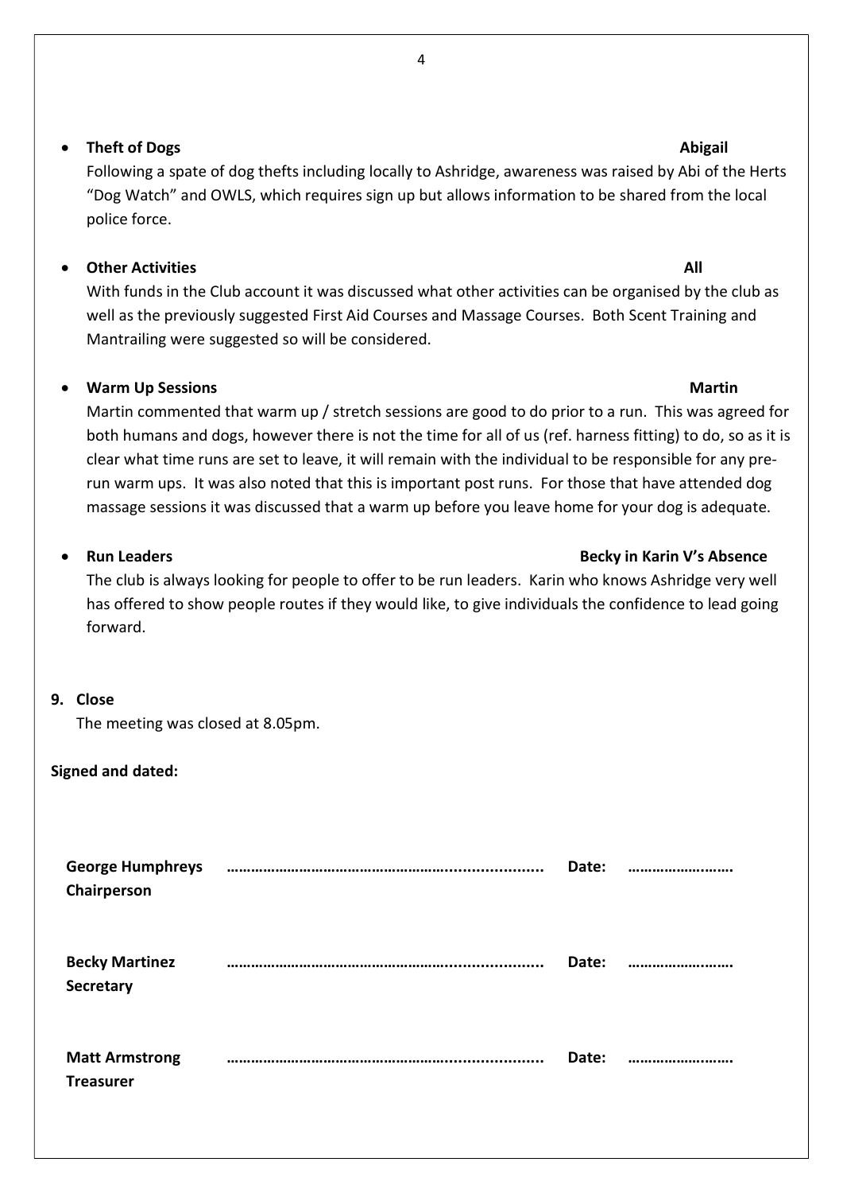- **Theft of Dogs** **Abigail**

  Following a spate of dog thefts including locally to Ashridge, awareness was raised by Abi of the Herts "Dog Watch" and OWLS, which requires sign up but allows information to be shared from the local police force.

- **Other Activities** **All**

  With funds in the Club account it was discussed what other activities can be organised by the club as well as the previously suggested First Aid Courses and Massage Courses. Both Scent Training and Mantrailing were suggested so will be considered.

- **Warm Up Sessions** **Martin**

  Martin commented that warm up / stretch sessions are good to do prior to a run. This was agreed for both humans and dogs, however there is not the time for all of us (ref. harness fitting) to do, so as it is clear what time runs are set to leave, it will remain with the individual to be responsible for any pre-run warm ups. It was also noted that this is important post runs. For those that have attended dog massage sessions it was discussed that a warm up before you leave home for your dog is adequate.

- **Run Leaders** **Becky in Karin V's Absence**

  The club is always looking for people to offer to be run leaders. Karin who knows Ashridge very well has offered to show people routes if they would like, to give individuals the confidence to lead going forward.

**9. Close**

The meeting was closed at 8.05pm.

**Signed and dated:**

| | | | |
|---|---|---|---|
| **George Humphreys**<br>**Chairperson** | **……………………………………………….................** | **Date:** | **…………………….** |
| **Becky Martinez**<br>**Secretary** | **……………………………………………….................** | **Date:** | **…………………….** |
| **Matt Armstrong**<br>**Treasurer** | **……………………………………………….................** | **Date:** | **…………………….** |